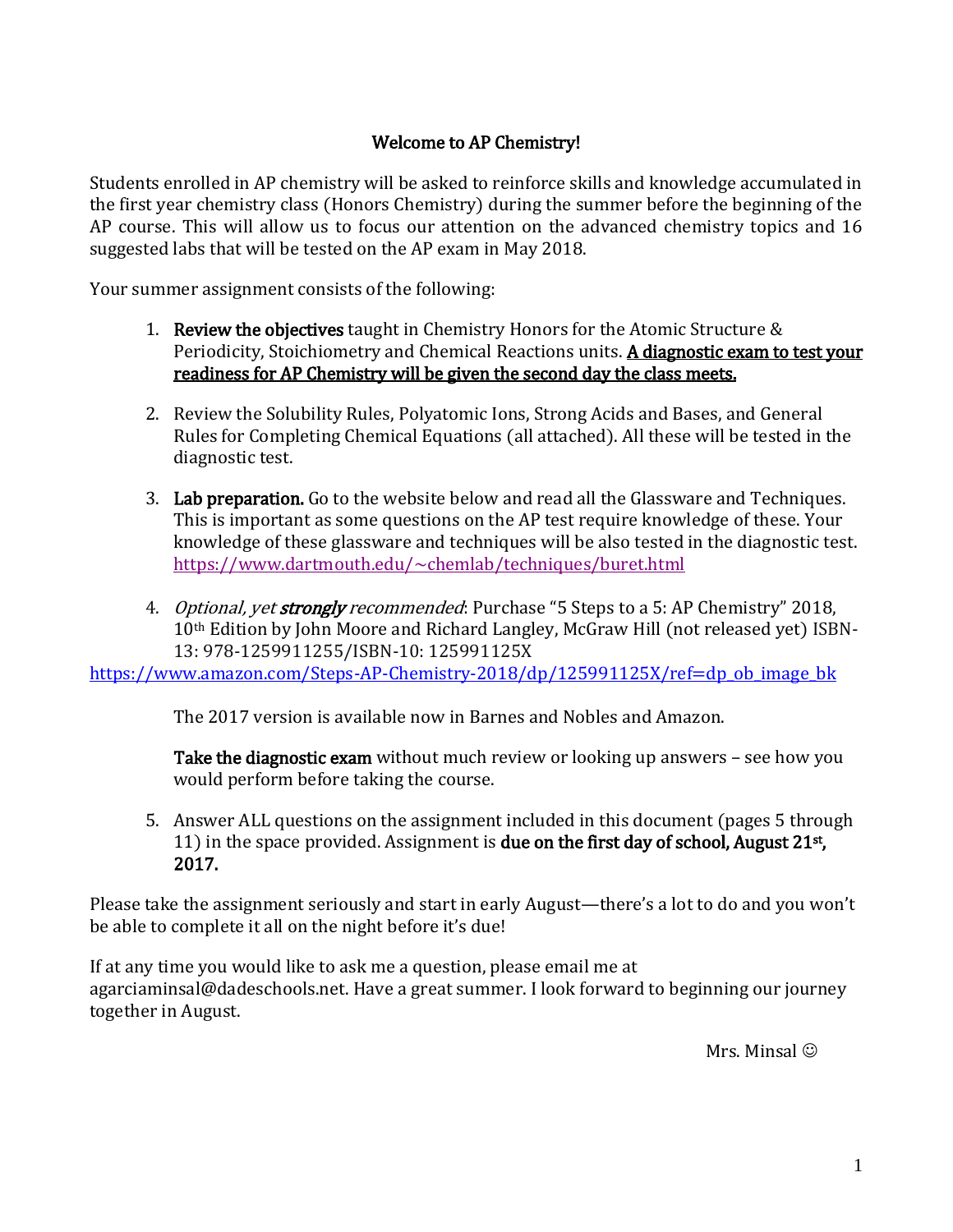# Welcome to AP Chemistry!

Students enrolled in AP chemistry will be asked to reinforce skills and knowledge accumulated in the first year chemistry class (Honors Chemistry) during the summer before the beginning of the AP course. This will allow us to focus our attention on the advanced chemistry topics and 16 suggested labs that will be tested on the AP exam in May 2018.

Your summer assignment consists of the following:

1. **Review the objectives** taught in Chemistry Honors for the Atomic Structure & Periodicity, Stoichiometry and Chemical Reactions units. **A diagnostic exam to test your readiness for AP Chemistry will be given the second day the class meets.**

2. Review the Solubility Rules, Polyatomic Ions, Strong Acids and Bases, and General Rules for Completing Chemical Equations (all attached). All these will be tested in the diagnostic test.

3. **Lab preparation.** Go to the website below and read all the Glassware and Techniques. This is important as some questions on the AP test require knowledge of these. Your knowledge of these glassware and techniques will be also tested in the diagnostic test. https://www.dartmouth.edu/~chemlab/techniques/buret.html

4. *Optional, yet* ***strongly*** *recommended*: Purchase "5 Steps to a 5: AP Chemistry" 2018, 10th Edition by John Moore and Richard Langley, McGraw Hill (not released yet) ISBN-13: 978-1259911255/ISBN-10: 125991125X
https://www.amazon.com/Steps-AP-Chemistry-2018/dp/125991125X/ref=dp_ob_image_bk

   The 2017 version is available now in Barnes and Nobles and Amazon.

   **Take the diagnostic exam** without much review or looking up answers – see how you would perform before taking the course.

5. Answer ALL questions on the assignment included in this document (pages 5 through 11) in the space provided. Assignment is **due on the first day of school, August 21st, 2017.**

Please take the assignment seriously and start in early August—there's a lot to do and you won't be able to complete it all on the night before it's due!

If at any time you would like to ask me a question, please email me at agarciaminsal@dadeschools.net. Have a great summer. I look forward to beginning our journey together in August.

Mrs. Minsal ☺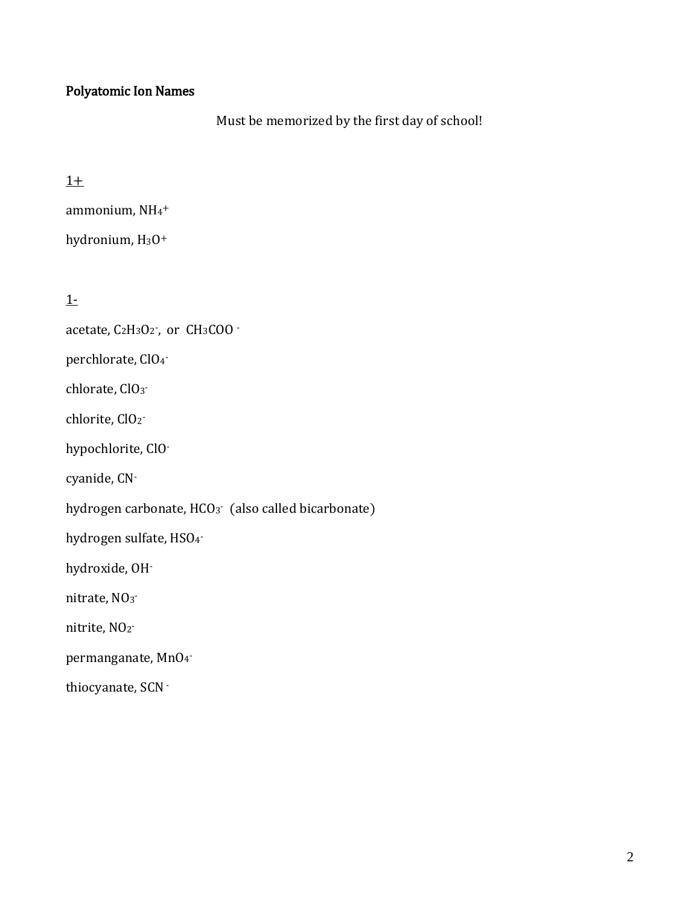**Polyatomic Ion Names**

Must be memorized by the first day of school!

<u>1+</u>

ammonium, $NH_4^+$

hydronium, $H_3O^+$

<u>1-</u>

acetate, $C_2H_3O_2^-$, or $CH_3COO^-$

perchlorate, $ClO_4^-$

chlorate, $ClO_3^-$

chlorite, $ClO_2^-$

hypochlorite, $ClO^-$

cyanide, $CN^-$

hydrogen carbonate, $HCO_3^-$ (also called bicarbonate)

hydrogen sulfate, $HSO_4^-$

hydroxide, $OH^-$

nitrate, $NO_3^-$

nitrite, $NO_2^-$

permanganate, $MnO_4^-$

thiocyanate, $SCN^-$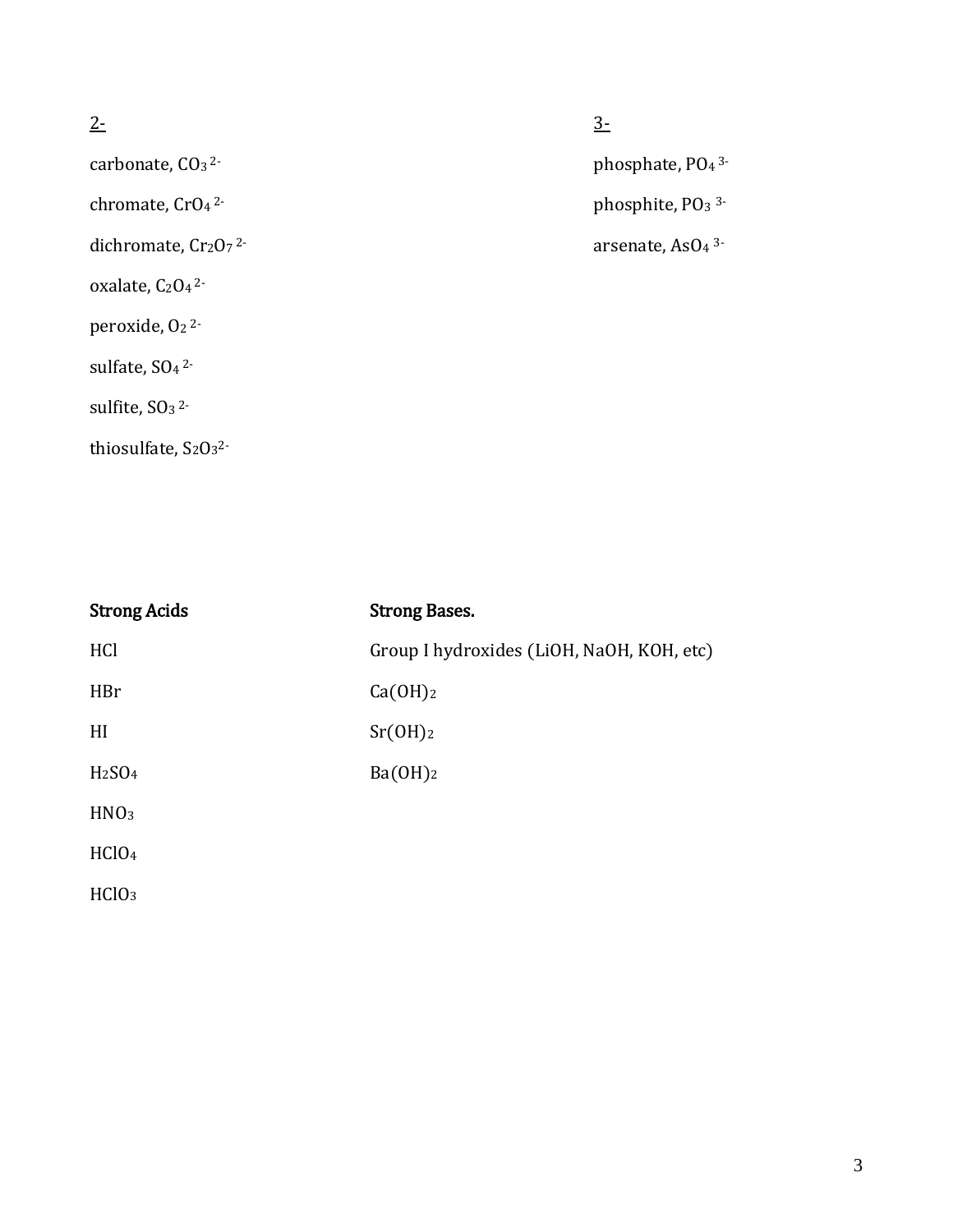<u>2-</u>

carbonate, $CO_3^{2-}$

chromate, $CrO_4^{2-}$

dichromate, $Cr_2O_7^{2-}$

oxalate, $C_2O_4^{2-}$

peroxide, $O_2^{2-}$

sulfate, $SO_4^{2-}$

sulfite, $SO_3^{2-}$

thiosulfate, $S_2O_3^{2-}$

<u>3-</u>

phosphate, $PO_4^{3-}$

phosphite, $PO_3^{3-}$

arsenate, $AsO_4^{3-}$

**Strong Acids**

$HCl$

$HBr$

$HI$

$H_2SO_4$

$HNO_3$

$HClO_4$

$HClO_3$

**Strong Bases.**

Group I hydroxides ($LiOH$, $NaOH$, $KOH$, etc)

$Ca(OH)_2$

$Sr(OH)_2$

$Ba(OH)_2$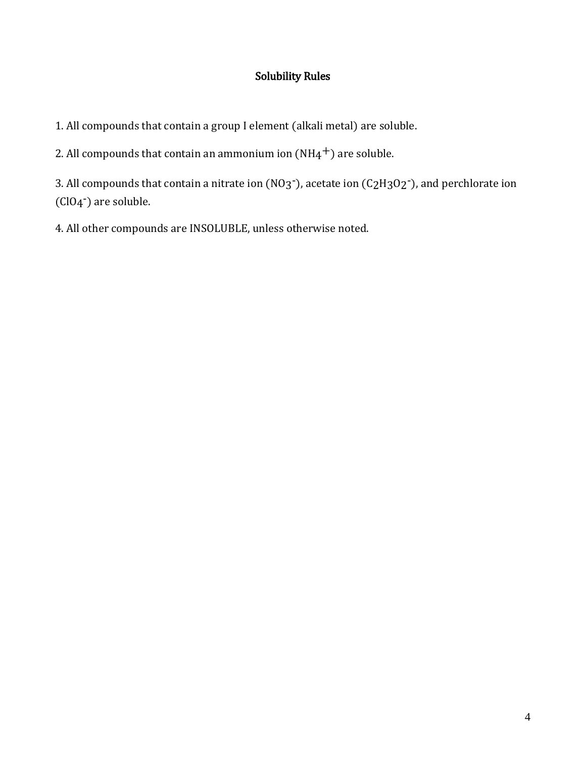# Solubility Rules

1. All compounds that contain a group I element (alkali metal) are soluble.

2. All compounds that contain an ammonium ion ($NH_4^+$) are soluble.

3. All compounds that contain a nitrate ion ($NO_3^-$), acetate ion ($C_2H_3O_2^-$), and perchlorate ion ($ClO_4^-$) are soluble.

4. All other compounds are INSOLUBLE, unless otherwise noted.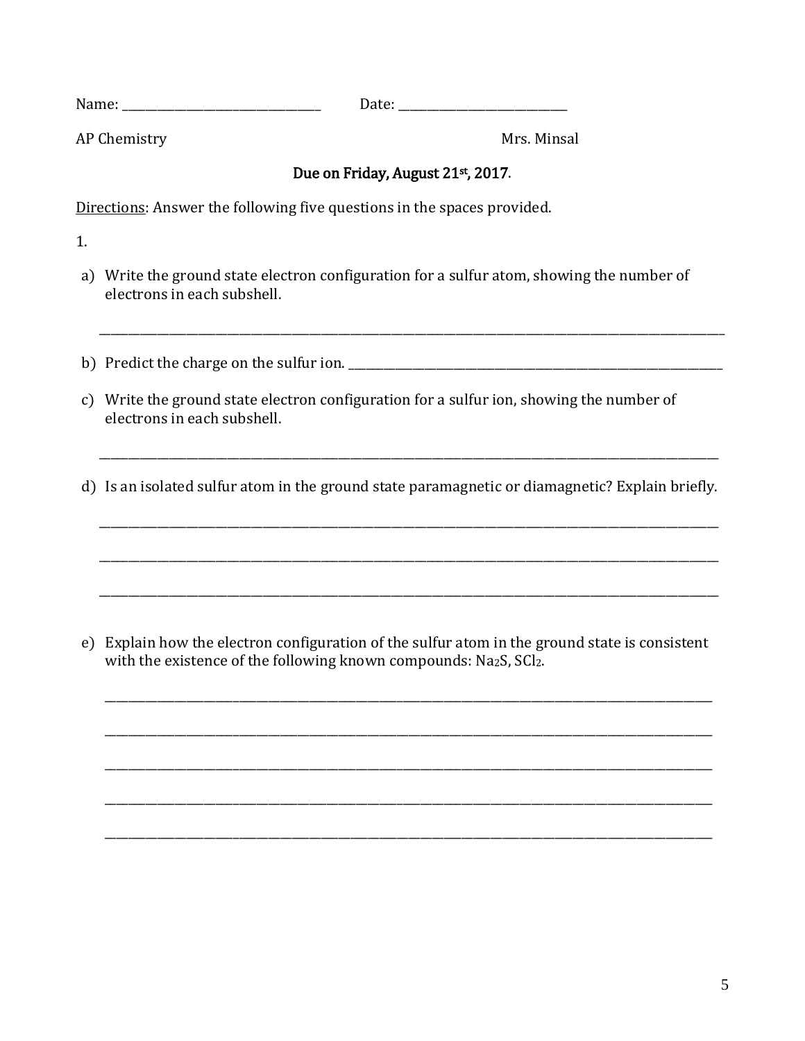Name: ______________________________ Date: ___________________________

AP Chemistry Mrs. Minsal

Due on Friday, August 21st, 2017.

Directions: Answer the following five questions in the spaces provided.

1.

a) Write the ground state electron configuration for a sulfur atom, showing the number of electrons in each subshell.

_______________________________________________________________________________

b) Predict the charge on the sulfur ion. _______________________________________________

c) Write the ground state electron configuration for a sulfur ion, showing the number of electrons in each subshell.

_______________________________________________________________________________

d) Is an isolated sulfur atom in the ground state paramagnetic or diamagnetic? Explain briefly.

_______________________________________________________________________________

_______________________________________________________________________________

_______________________________________________________________________________

e) Explain how the electron configuration of the sulfur atom in the ground state is consistent with the existence of the following known compounds: $Na_2S$, $SCl_2$.

_______________________________________________________________________________

_______________________________________________________________________________

_______________________________________________________________________________

_______________________________________________________________________________

_______________________________________________________________________________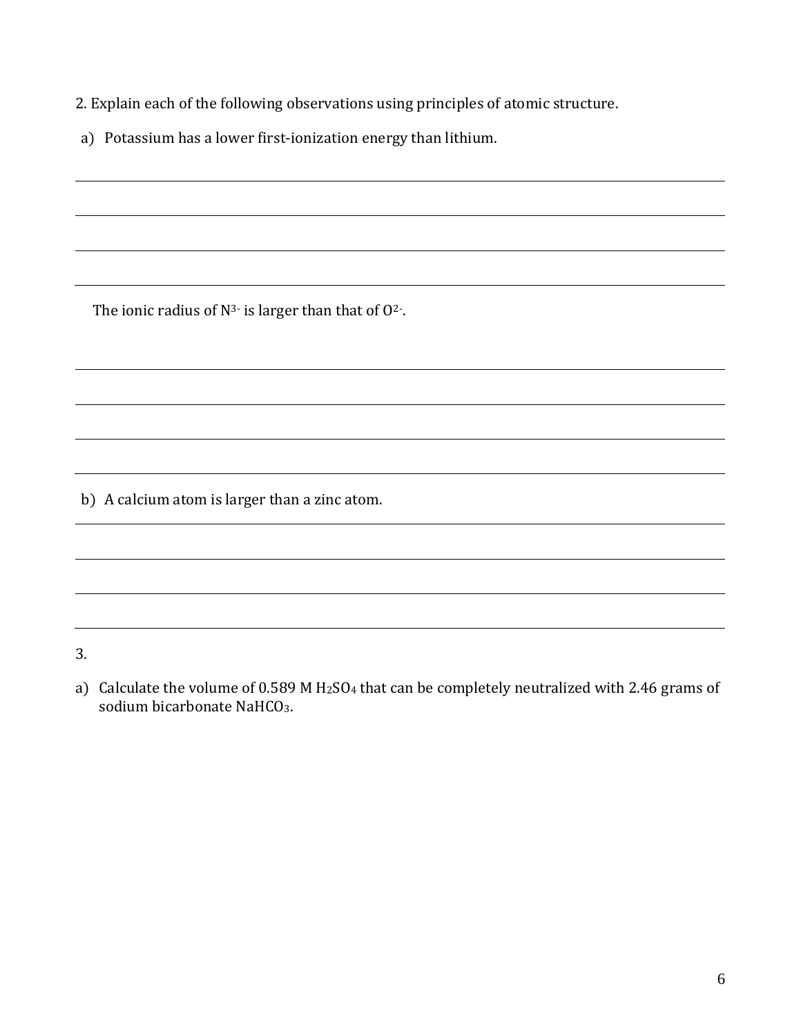2. Explain each of the following observations using principles of atomic structure.

a) Potassium has a lower first-ionization energy than lithium.

The ionic radius of $N^{3-}$ is larger than that of $O^{2-}$.

b) A calcium atom is larger than a zinc atom.

3.

a) Calculate the volume of 0.589 M $H_2SO_4$ that can be completely neutralized with 2.46 grams of sodium bicarbonate $NaHCO_3$.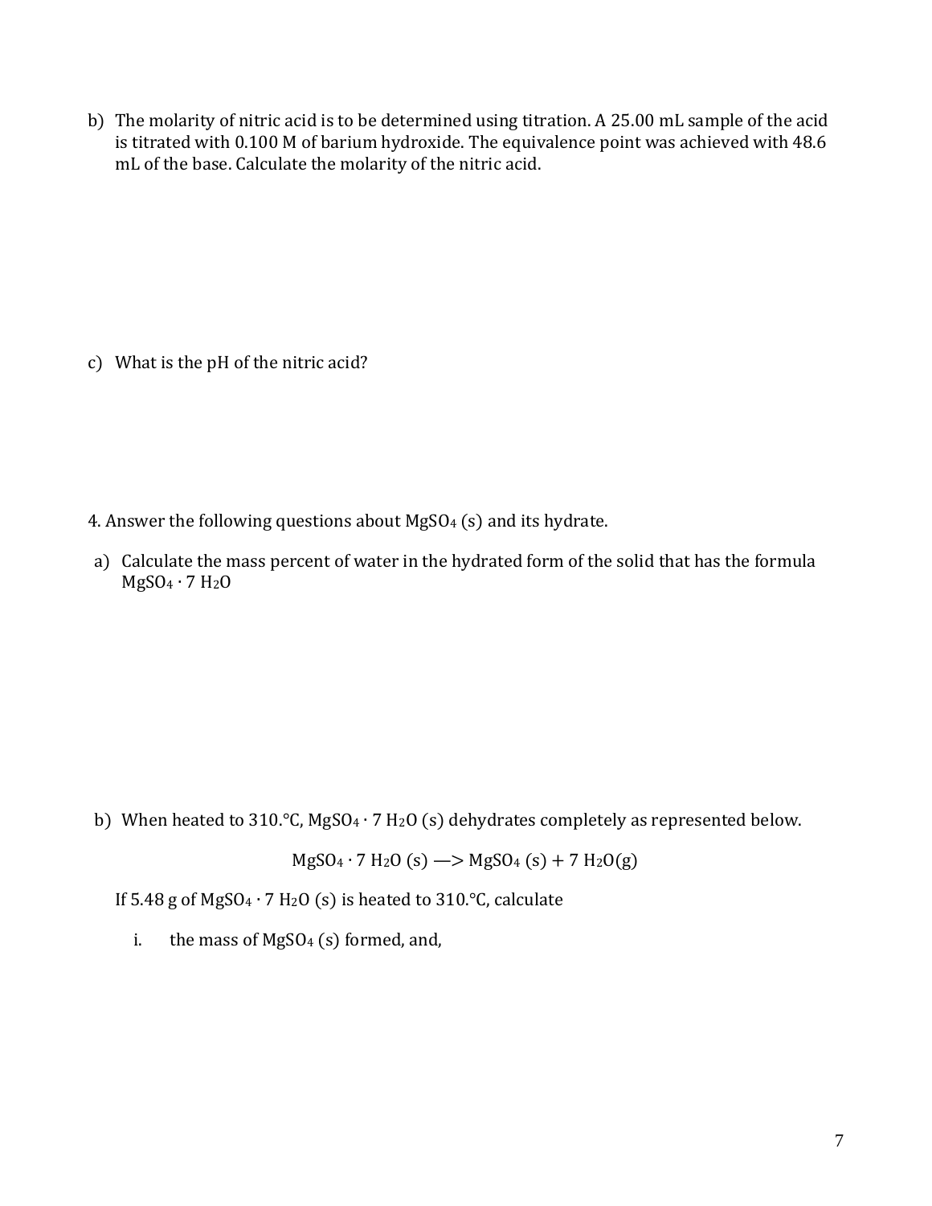b) The molarity of nitric acid is to be determined using titration. A 25.00 mL sample of the acid is titrated with 0.100 M of barium hydroxide. The equivalence point was achieved with 48.6 mL of the base. Calculate the molarity of the nitric acid.

c) What is the pH of the nitric acid?

4. Answer the following questions about $MgSO_4$ (s) and its hydrate.

a) Calculate the mass percent of water in the hydrated form of the solid that has the formula $MgSO_4 \cdot 7\,H_2O$

b) When heated to 310.°C, $MgSO_4 \cdot 7\,H_2O$ (s) dehydrates completely as represented below.

$$MgSO_4 \cdot 7\,H_2O\,(s) \longrightarrow MgSO_4\,(s) + 7\,H_2O(g)$$

If 5.48 g of $MgSO_4 \cdot 7\,H_2O$ (s) is heated to 310.°C, calculate

i. the mass of $MgSO_4$ (s) formed, and,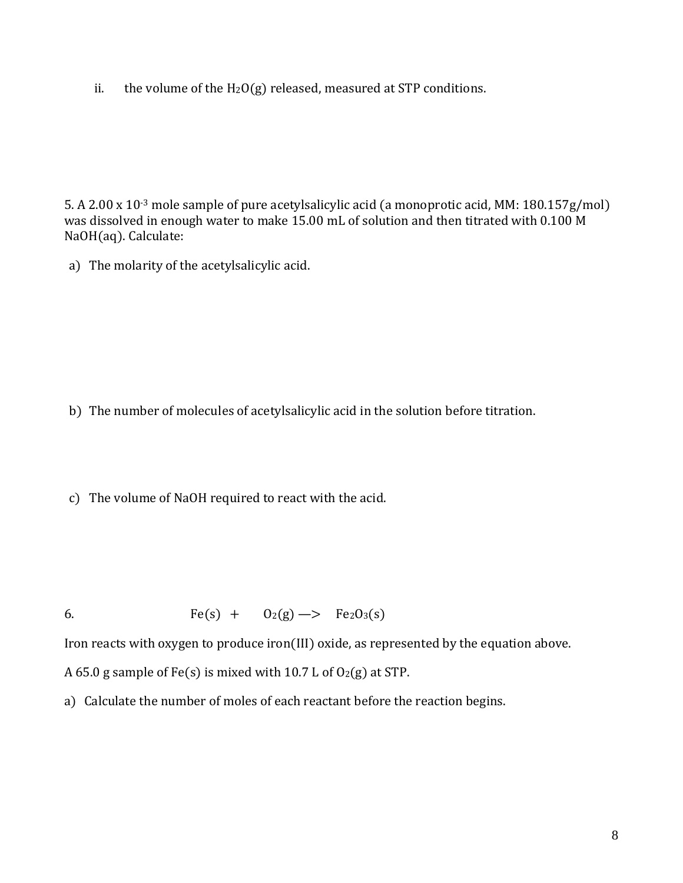ii. the volume of the $H_2O(g)$ released, measured at STP conditions.

5. A $2.00 \times 10^{-3}$ mole sample of pure acetylsalicylic acid (a monoprotic acid, MM: 180.157g/mol) was dissolved in enough water to make 15.00 mL of solution and then titrated with 0.100 M $NaOH(aq)$. Calculate:

a) The molarity of the acetylsalicylic acid.

b) The number of molecules of acetylsalicylic acid in the solution before titration.

c) The volume of NaOH required to react with the acid.

6. $Fe(s) + O_2(g) \longrightarrow Fe_2O_3(s)$

Iron reacts with oxygen to produce iron(III) oxide, as represented by the equation above.

A 65.0 g sample of $Fe(s)$ is mixed with 10.7 L of $O_2(g)$ at STP.

a) Calculate the number of moles of each reactant before the reaction begins.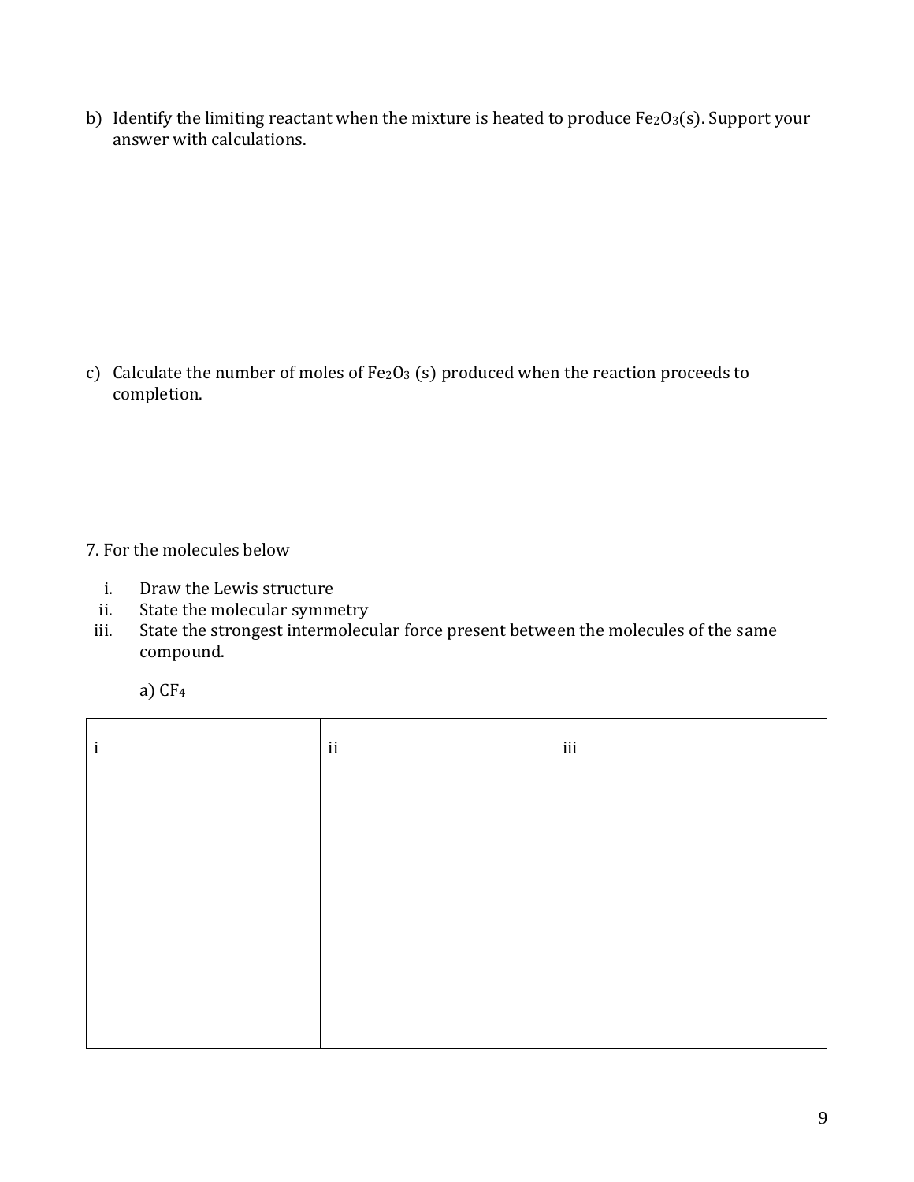b) Identify the limiting reactant when the mixture is heated to produce $Fe_2O_3(s)$. Support your answer with calculations.

c) Calculate the number of moles of $Fe_2O_3$ (s) produced when the reaction proceeds to completion.

7. For the molecules below

i. Draw the Lewis structure
ii. State the molecular symmetry
iii. State the strongest intermolecular force present between the molecules of the same compound.

a) $CF_4$

| i | ii | iii |
| --- | --- | --- |
| | | |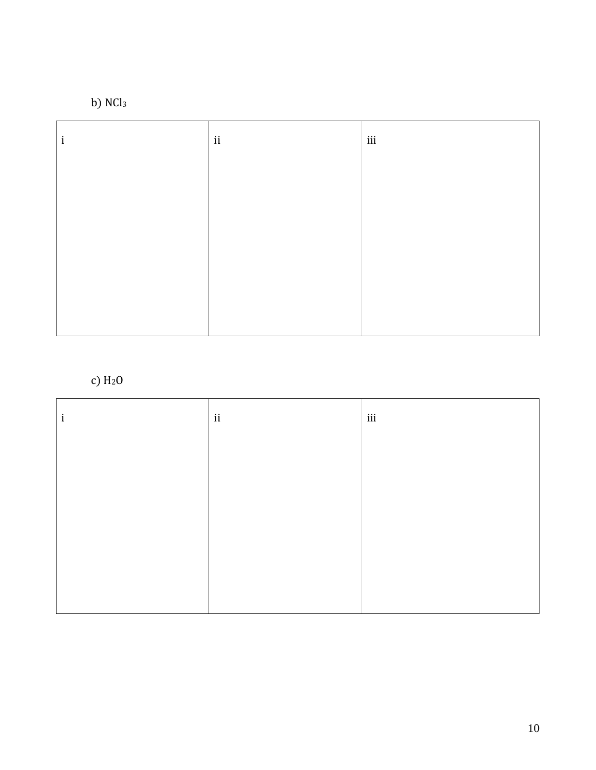b) $NCl_3$

| i | ii | iii |
|---|---|---|
| | | |

c) $H_2O$

| i | ii | iii |
|---|---|---|
| | | |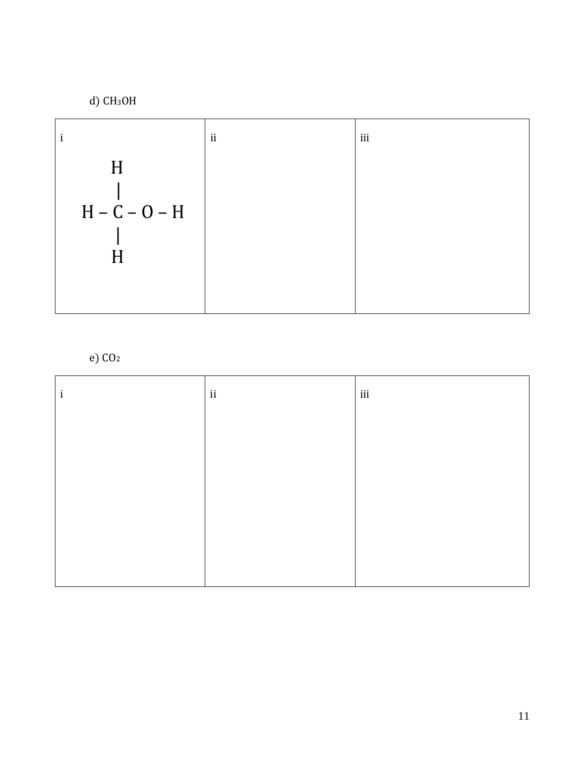d) $CH_3OH$

| | | |
|---|---|---|
| i<br><pre>      H<br>      \|<br>H – C – O – H<br>      \|<br>      H</pre> | ii | iii |

e) $CO_2$

| | | |
|---|---|---|
| i | ii | iii |